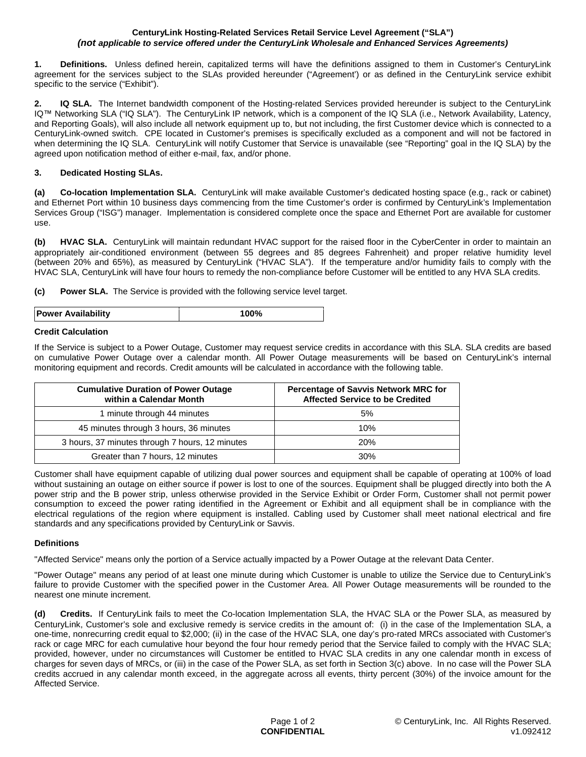**CenturyLink Hosting-Related Services Retail Service Level Agreement ("SLA")**
***(not applicable to service offered under the CenturyLink Wholesale and Enhanced Services Agreements)***

**1. Definitions.** Unless defined herein, capitalized terms will have the definitions assigned to them in Customer's CenturyLink agreement for the services subject to the SLAs provided hereunder ("Agreement') or as defined in the CenturyLink service exhibit specific to the service ("Exhibit").

**2. IQ SLA.** The Internet bandwidth component of the Hosting-related Services provided hereunder is subject to the CenturyLink IQ™ Networking SLA ("IQ SLA"). The CenturyLink IP network, which is a component of the IQ SLA (i.e., Network Availability, Latency, and Reporting Goals), will also include all network equipment up to, but not including, the first Customer device which is connected to a CenturyLink-owned switch. CPE located in Customer's premises is specifically excluded as a component and will not be factored in when determining the IQ SLA. CenturyLink will notify Customer that Service is unavailable (see "Reporting" goal in the IQ SLA) by the agreed upon notification method of either e-mail, fax, and/or phone.

**3. Dedicated Hosting SLAs.**

**(a) Co-location Implementation SLA.** CenturyLink will make available Customer's dedicated hosting space (e.g., rack or cabinet) and Ethernet Port within 10 business days commencing from the time Customer's order is confirmed by CenturyLink's Implementation Services Group ("ISG") manager. Implementation is considered complete once the space and Ethernet Port are available for customer use.

**(b) HVAC SLA.** CenturyLink will maintain redundant HVAC support for the raised floor in the CyberCenter in order to maintain an appropriately air-conditioned environment (between 55 degrees and 85 degrees Fahrenheit) and proper relative humidity level (between 20% and 65%), as measured by CenturyLink ("HVAC SLA"). If the temperature and/or humidity fails to comply with the HVAC SLA, CenturyLink will have four hours to remedy the non-compliance before Customer will be entitled to any HVA SLA credits.

**(c) Power SLA.** The Service is provided with the following service level target.

| **Power Availability** | **100%** |
|---|---|

**Credit Calculation**

If the Service is subject to a Power Outage, Customer may request service credits in accordance with this SLA. SLA credits are based on cumulative Power Outage over a calendar month. All Power Outage measurements will be based on CenturyLink's internal monitoring equipment and records. Credit amounts will be calculated in accordance with the following table.

| Cumulative Duration of Power Outage within a Calendar Month | Percentage of Savvis Network MRC for Affected Service to be Credited |
|---|---|
| 1 minute through 44 minutes | 5% |
| 45 minutes through 3 hours, 36 minutes | 10% |
| 3 hours, 37 minutes through 7 hours, 12 minutes | 20% |
| Greater than 7 hours, 12 minutes | 30% |

Customer shall have equipment capable of utilizing dual power sources and equipment shall be capable of operating at 100% of load without sustaining an outage on either source if power is lost to one of the sources. Equipment shall be plugged directly into both the A power strip and the B power strip, unless otherwise provided in the Service Exhibit or Order Form, Customer shall not permit power consumption to exceed the power rating identified in the Agreement or Exhibit and all equipment shall be in compliance with the electrical regulations of the region where equipment is installed. Cabling used by Customer shall meet national electrical and fire standards and any specifications provided by CenturyLink or Savvis.

**Definitions**

"Affected Service" means only the portion of a Service actually impacted by a Power Outage at the relevant Data Center.

"Power Outage" means any period of at least one minute during which Customer is unable to utilize the Service due to CenturyLink's failure to provide Customer with the specified power in the Customer Area. All Power Outage measurements will be rounded to the nearest one minute increment.

**(d) Credits.** If CenturyLink fails to meet the Co-location Implementation SLA, the HVAC SLA or the Power SLA, as measured by CenturyLink, Customer's sole and exclusive remedy is service credits in the amount of: (i) in the case of the Implementation SLA, a one-time, nonrecurring credit equal to $2,000; (ii) in the case of the HVAC SLA, one day's pro-rated MRCs associated with Customer's rack or cage MRC for each cumulative hour beyond the four hour remedy period that the Service failed to comply with the HVAC SLA; provided, however, under no circumstances will Customer be entitled to HVAC SLA credits in any one calendar month in excess of charges for seven days of MRCs, or (iii) in the case of the Power SLA, as set forth in Section 3(c) above. In no case will the Power SLA credits accrued in any calendar month exceed, in the aggregate across all events, thirty percent (30%) of the invoice amount for the Affected Service.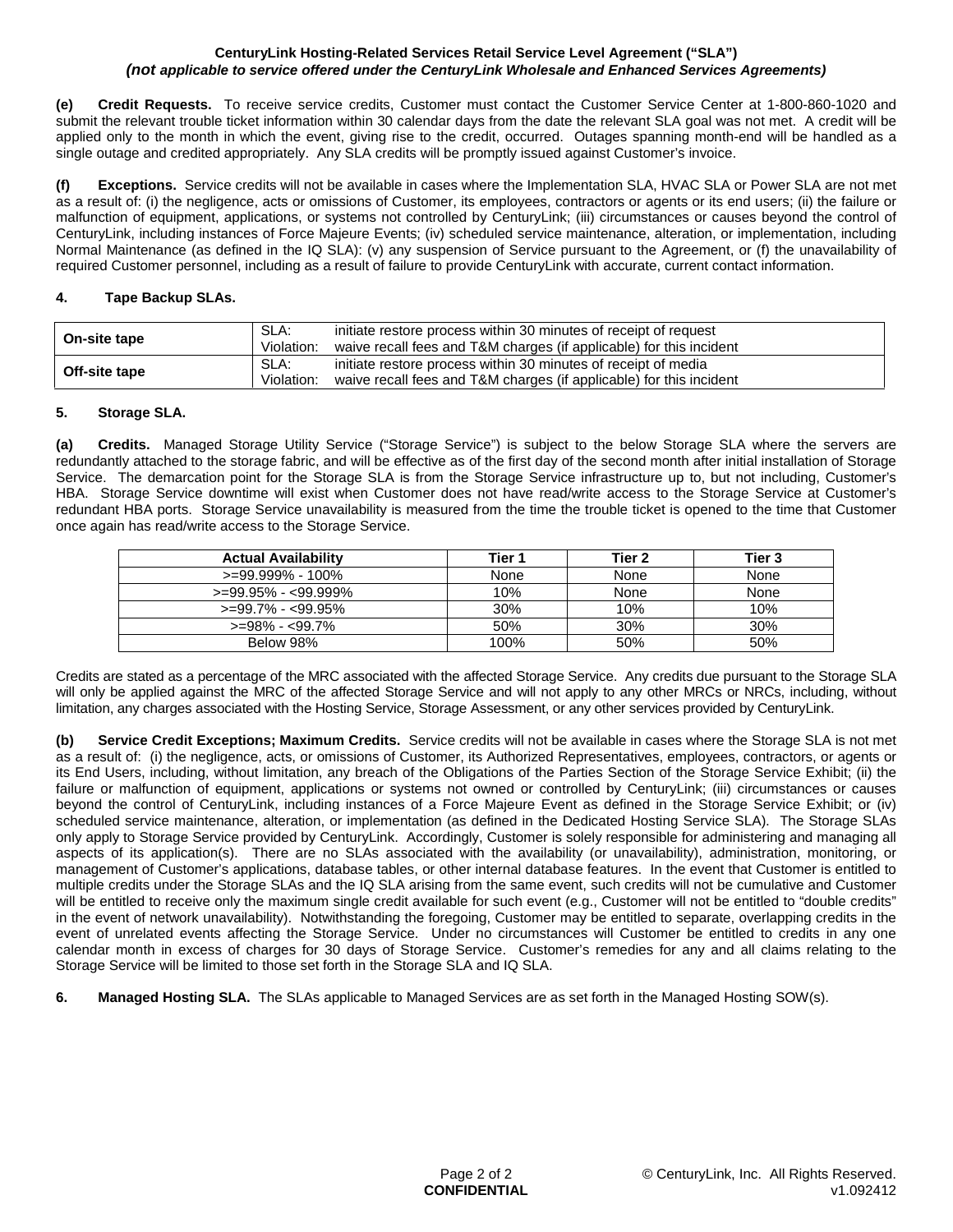**(e) Credit Requests.** To receive service credits, Customer must contact the Customer Service Center at 1-800-860-1020 and submit the relevant trouble ticket information within 30 calendar days from the date the relevant SLA goal was not met. A credit will be applied only to the month in which the event, giving rise to the credit, occurred. Outages spanning month-end will be handled as a single outage and credited appropriately. Any SLA credits will be promptly issued against Customer's invoice.

**(f) Exceptions.** Service credits will not be available in cases where the Implementation SLA, HVAC SLA or Power SLA are not met as a result of: (i) the negligence, acts or omissions of Customer, its employees, contractors or agents or its end users; (ii) the failure or malfunction of equipment, applications, or systems not controlled by CenturyLink; (iii) circumstances or causes beyond the control of CenturyLink, including instances of Force Majeure Events; (iv) scheduled service maintenance, alteration, or implementation, including Normal Maintenance (as defined in the IQ SLA): (v) any suspension of Service pursuant to the Agreement, or (f) the unavailability of required Customer personnel, including as a result of failure to provide CenturyLink with accurate, current contact information.

## 4. Tape Backup SLAs.

| | | |
|---|---|---|
| **On-site tape** | SLA:<br>Violation: | initiate restore process within 30 minutes of receipt of request<br>waive recall fees and T&M charges (if applicable) for this incident |
| **Off-site tape** | SLA:<br>Violation: | initiate restore process within 30 minutes of receipt of media<br>waive recall fees and T&M charges (if applicable) for this incident |

## 5. Storage SLA.

**(a) Credits.** Managed Storage Utility Service ("Storage Service") is subject to the below Storage SLA where the servers are redundantly attached to the storage fabric, and will be effective as of the first day of the second month after initial installation of Storage Service. The demarcation point for the Storage SLA is from the Storage Service infrastructure up to, but not including, Customer's HBA. Storage Service downtime will exist when Customer does not have read/write access to the Storage Service at Customer's redundant HBA ports. Storage Service unavailability is measured from the time the trouble ticket is opened to the time that Customer once again has read/write access to the Storage Service.

| Actual Availability | Tier 1 | Tier 2 | Tier 3 |
|---|---|---|---|
| >=99.999% - 100% | None | None | None |
| >=99.95% - <99.999% | 10% | None | None |
| >=99.7% - <99.95% | 30% | 10% | 10% |
| >=98% - <99.7% | 50% | 30% | 30% |
| Below 98% | 100% | 50% | 50% |

Credits are stated as a percentage of the MRC associated with the affected Storage Service. Any credits due pursuant to the Storage SLA will only be applied against the MRC of the affected Storage Service and will not apply to any other MRCs or NRCs, including, without limitation, any charges associated with the Hosting Service, Storage Assessment, or any other services provided by CenturyLink.

**(b) Service Credit Exceptions; Maximum Credits.** Service credits will not be available in cases where the Storage SLA is not met as a result of: (i) the negligence, acts, or omissions of Customer, its Authorized Representatives, employees, contractors, or agents or its End Users, including, without limitation, any breach of the Obligations of the Parties Section of the Storage Service Exhibit; (ii) the failure or malfunction of equipment, applications or systems not owned or controlled by CenturyLink; (iii) circumstances or causes beyond the control of CenturyLink, including instances of a Force Majeure Event as defined in the Storage Service Exhibit; or (iv) scheduled service maintenance, alteration, or implementation (as defined in the Dedicated Hosting Service SLA). The Storage SLAs only apply to Storage Service provided by CenturyLink. Accordingly, Customer is solely responsible for administering and managing all aspects of its application(s). There are no SLAs associated with the availability (or unavailability), administration, monitoring, or management of Customer's applications, database tables, or other internal database features. In the event that Customer is entitled to multiple credits under the Storage SLAs and the IQ SLA arising from the same event, such credits will not be cumulative and Customer will be entitled to receive only the maximum single credit available for such event (e.g., Customer will not be entitled to "double credits" in the event of network unavailability). Notwithstanding the foregoing, Customer may be entitled to separate, overlapping credits in the event of unrelated events affecting the Storage Service. Under no circumstances will Customer be entitled to credits in any one calendar month in excess of charges for 30 days of Storage Service. Customer's remedies for any and all claims relating to the Storage Service will be limited to those set forth in the Storage SLA and IQ SLA.

**6. Managed Hosting SLA.** The SLAs applicable to Managed Services are as set forth in the Managed Hosting SOW(s).